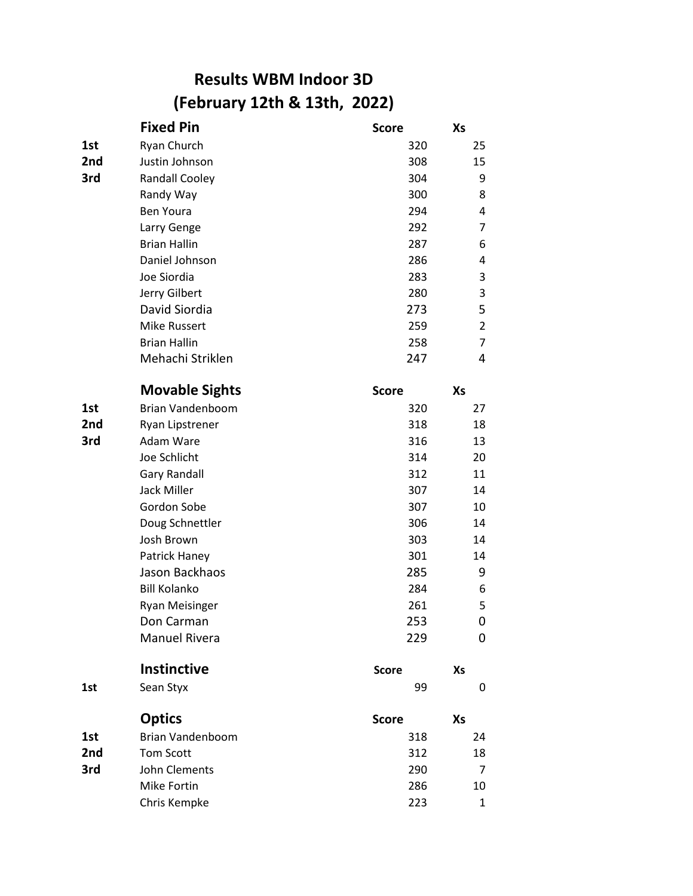# Results WBM Indoor 3D
## (February 12th & 13th, 2022)

| | Fixed Pin | Score | Xs |
|---|---|---|---|
| 1st | Ryan Church | 320 | 25 |
| 2nd | Justin Johnson | 308 | 15 |
| 3rd | Randall Cooley | 304 | 9 |
| | Randy Way | 300 | 8 |
| | Ben Youra | 294 | 4 |
| | Larry Genge | 292 | 7 |
| | Brian Hallin | 287 | 6 |
| | Daniel Johnson | 286 | 4 |
| | Joe Siordia | 283 | 3 |
| | Jerry Gilbert | 280 | 3 |
| | David Siordia | 273 | 5 |
| | Mike Russert | 259 | 2 |
| | Brian Hallin | 258 | 7 |
| | Mehachi Striklen | 247 | 4 |

| | Movable Sights | Score | Xs |
|---|---|---|---|
| 1st | Brian Vandenboom | 320 | 27 |
| 2nd | Ryan Lipstrener | 318 | 18 |
| 3rd | Adam Ware | 316 | 13 |
| | Joe Schlicht | 314 | 20 |
| | Gary Randall | 312 | 11 |
| | Jack Miller | 307 | 14 |
| | Gordon Sobe | 307 | 10 |
| | Doug Schnettler | 306 | 14 |
| | Josh Brown | 303 | 14 |
| | Patrick Haney | 301 | 14 |
| | Jason Backhaos | 285 | 9 |
| | Bill Kolanko | 284 | 6 |
| | Ryan Meisinger | 261 | 5 |
| | Don Carman | 253 | 0 |
| | Manuel Rivera | 229 | 0 |

| | Instinctive | Score | Xs |
|---|---|---|---|
| 1st | Sean Styx | 99 | 0 |

| | Optics | Score | Xs |
|---|---|---|---|
| 1st | Brian Vandenboom | 318 | 24 |
| 2nd | Tom Scott | 312 | 18 |
| 3rd | John Clements | 290 | 7 |
| | Mike Fortin | 286 | 10 |
| | Chris Kempke | 223 | 1 |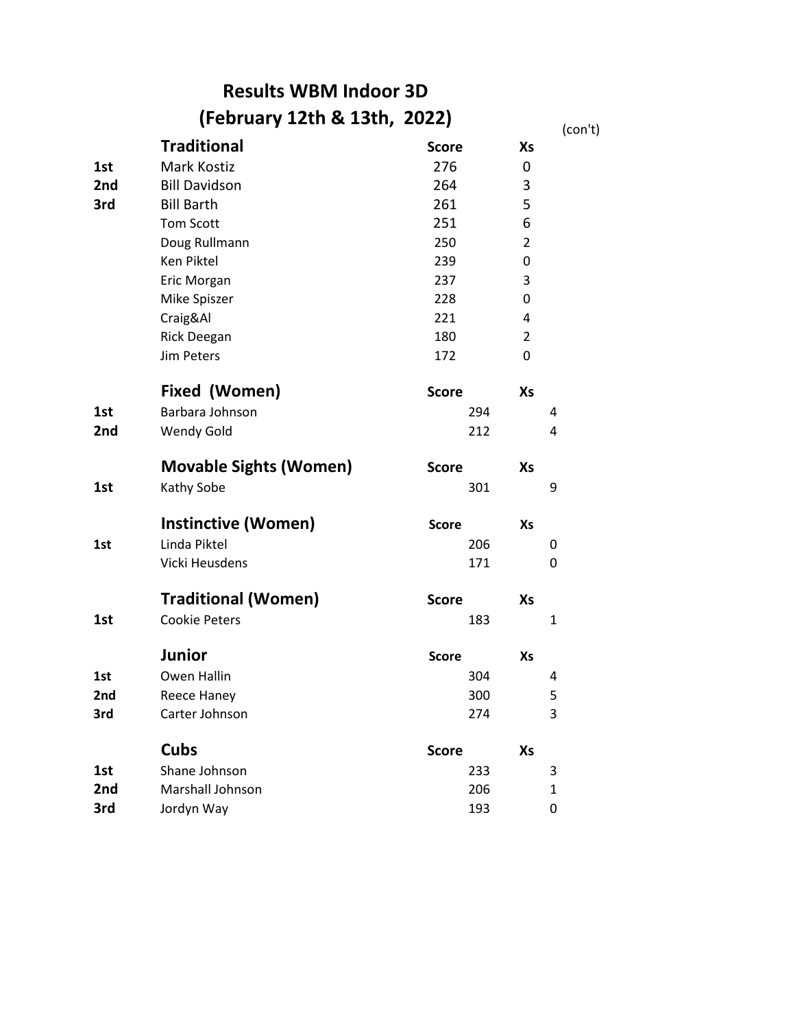# Results WBM Indoor 3D
## (February 12th & 13th, 2022)

(con't)

| | Traditional | Score | Xs |
|---|---|---|---|
| 1st | Mark Kostiz | 276 | 0 |
| 2nd | Bill Davidson | 264 | 3 |
| 3rd | Bill Barth | 261 | 5 |
| | Tom Scott | 251 | 6 |
| | Doug Rullmann | 250 | 2 |
| | Ken Piktel | 239 | 0 |
| | Eric Morgan | 237 | 3 |
| | Mike Spiszer | 228 | 0 |
| | Craig&Al | 221 | 4 |
| | Rick Deegan | 180 | 2 |
| | Jim Peters | 172 | 0 |

| | Fixed (Women) | Score | Xs |
|---|---|---|---|
| 1st | Barbara Johnson | 294 | 4 |
| 2nd | Wendy Gold | 212 | 4 |

| | Movable Sights (Women) | Score | Xs |
|---|---|---|---|
| 1st | Kathy Sobe | 301 | 9 |

| | Instinctive (Women) | Score | Xs |
|---|---|---|---|
| 1st | Linda Piktel | 206 | 0 |
| | Vicki Heusdens | 171 | 0 |

| | Traditional (Women) | Score | Xs |
|---|---|---|---|
| 1st | Cookie Peters | 183 | 1 |

| | Junior | Score | Xs |
|---|---|---|---|
| 1st | Owen Hallin | 304 | 4 |
| 2nd | Reece Haney | 300 | 5 |
| 3rd | Carter Johnson | 274 | 3 |

| | Cubs | Score | Xs |
|---|---|---|---|
| 1st | Shane Johnson | 233 | 3 |
| 2nd | Marshall Johnson | 206 | 1 |
| 3rd | Jordyn Way | 193 | 0 |